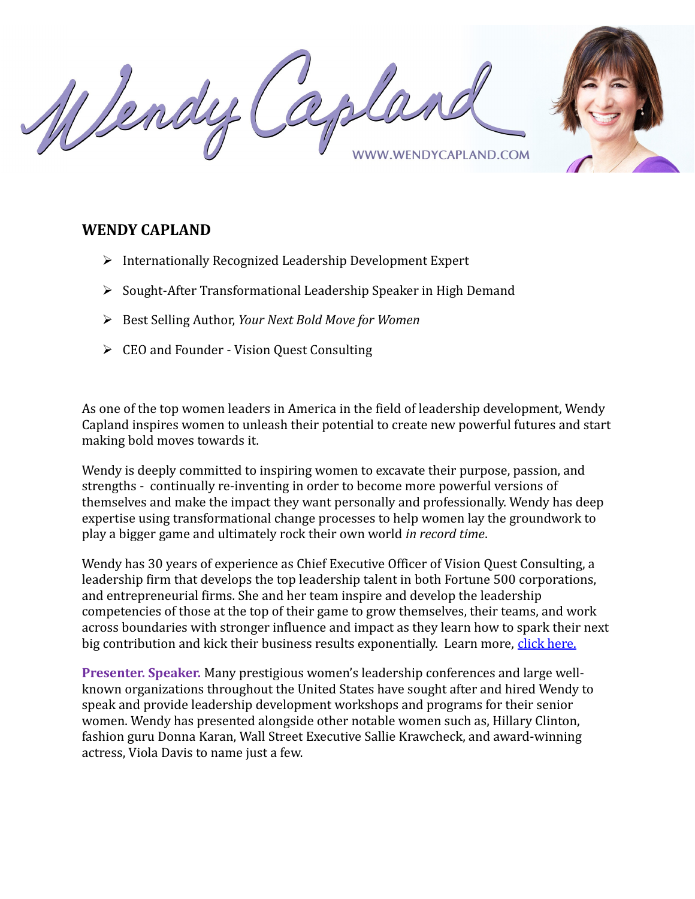Wendy Capland

WWW.WENDYCAPLAND.COM

## WENDY CAPLAND

- Internationally Recognized Leadership Development Expert
- Sought-After Transformational Leadership Speaker in High Demand
- Best Selling Author, *Your Next Bold Move for Women*
- CEO and Founder - Vision Quest Consulting

As one of the top women leaders in America in the field of leadership development, Wendy Capland inspires women to unleash their potential to create new powerful futures and start making bold moves towards it.

Wendy is deeply committed to inspiring women to excavate their purpose, passion, and strengths - continually re-inventing in order to become more powerful versions of themselves and make the impact they want personally and professionally. Wendy has deep expertise using transformational change processes to help women lay the groundwork to play a bigger game and ultimately rock their own world *in record time*.

Wendy has 30 years of experience as Chief Executive Officer of Vision Quest Consulting, a leadership firm that develops the top leadership talent in both Fortune 500 corporations, and entrepreneurial firms. She and her team inspire and develop the leadership competencies of those at the top of their game to grow themselves, their teams, and work across boundaries with stronger influence and impact as they learn how to spark their next big contribution and kick their business results exponentially. Learn more, click here.

**Presenter. Speaker.** Many prestigious women's leadership conferences and large well-known organizations throughout the United States have sought after and hired Wendy to speak and provide leadership development workshops and programs for their senior women. Wendy has presented alongside other notable women such as, Hillary Clinton, fashion guru Donna Karan, Wall Street Executive Sallie Krawcheck, and award-winning actress, Viola Davis to name just a few.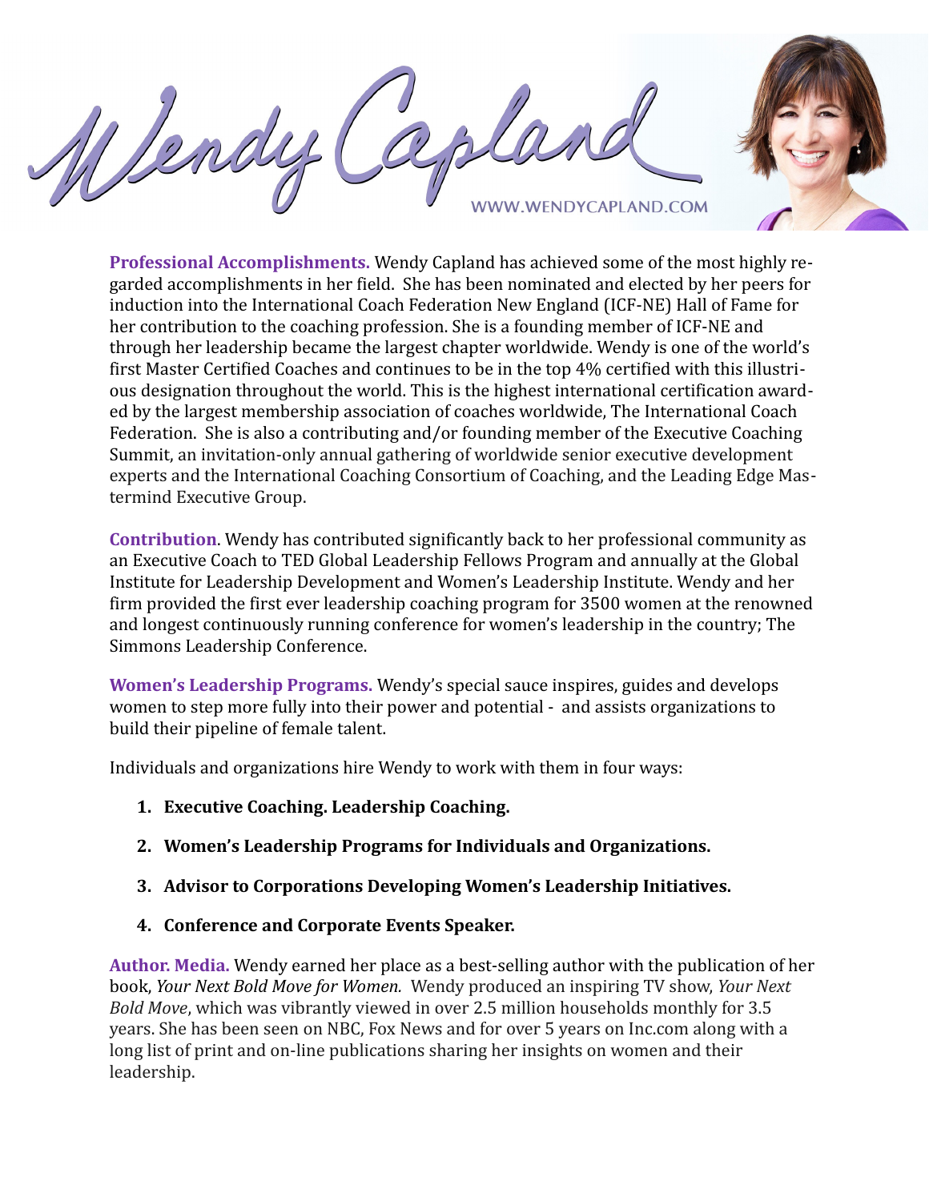# Wendy Capland

WWW.WENDYCAPLAND.COM

**Professional Accomplishments.** Wendy Capland has achieved some of the most highly regarded accomplishments in her field. She has been nominated and elected by her peers for induction into the International Coach Federation New England (ICF-NE) Hall of Fame for her contribution to the coaching profession. She is a founding member of ICF-NE and through her leadership became the largest chapter worldwide. Wendy is one of the world's first Master Certified Coaches and continues to be in the top 4% certified with this illustrious designation throughout the world. This is the highest international certification awarded by the largest membership association of coaches worldwide, The International Coach Federation. She is also a contributing and/or founding member of the Executive Coaching Summit, an invitation-only annual gathering of worldwide senior executive development experts and the International Coaching Consortium of Coaching, and the Leading Edge Mastermind Executive Group.

**Contribution**. Wendy has contributed significantly back to her professional community as an Executive Coach to TED Global Leadership Fellows Program and annually at the Global Institute for Leadership Development and Women's Leadership Institute. Wendy and her firm provided the first ever leadership coaching program for 3500 women at the renowned and longest continuously running conference for women's leadership in the country; The Simmons Leadership Conference.

**Women's Leadership Programs.** Wendy's special sauce inspires, guides and develops women to step more fully into their power and potential - and assists organizations to build their pipeline of female talent.

Individuals and organizations hire Wendy to work with them in four ways:

1. **Executive Coaching. Leadership Coaching.**
2. **Women's Leadership Programs for Individuals and Organizations.**
3. **Advisor to Corporations Developing Women's Leadership Initiatives.**
4. **Conference and Corporate Events Speaker.**

**Author. Media.** Wendy earned her place as a best-selling author with the publication of her book, *Your Next Bold Move for Women.* Wendy produced an inspiring TV show, *Your Next Bold Move*, which was vibrantly viewed in over 2.5 million households monthly for 3.5 years. She has been seen on NBC, Fox News and for over 5 years on Inc.com along with a long list of print and on-line publications sharing her insights on women and their leadership.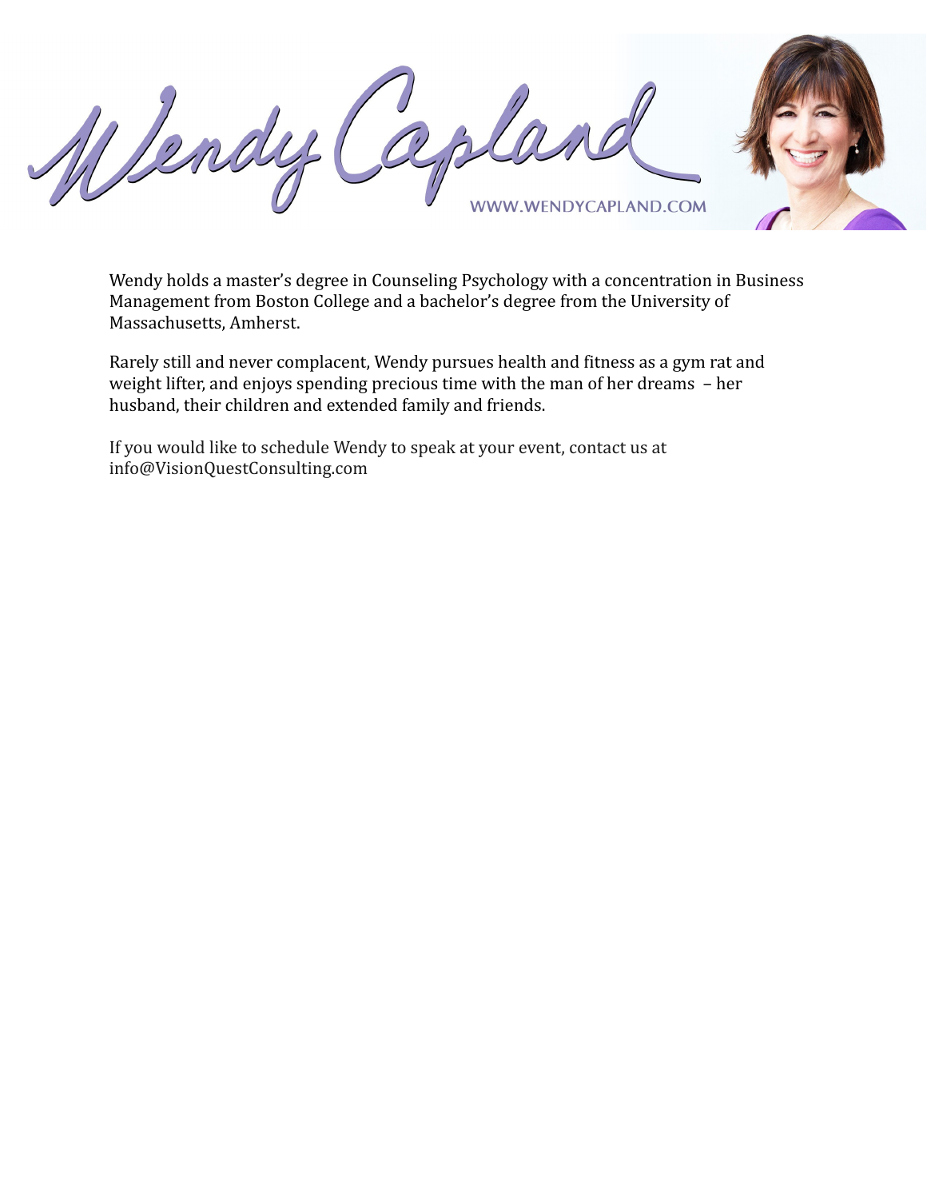Wendy Capland

WWW.WENDYCAPLAND.COM

Wendy holds a master's degree in Counseling Psychology with a concentration in Business Management from Boston College and a bachelor's degree from the University of Massachusetts, Amherst.

Rarely still and never complacent, Wendy pursues health and fitness as a gym rat and weight lifter, and enjoys spending precious time with the man of her dreams – her husband, their children and extended family and friends.

If you would like to schedule Wendy to speak at your event, contact us at info@VisionQuestConsulting.com